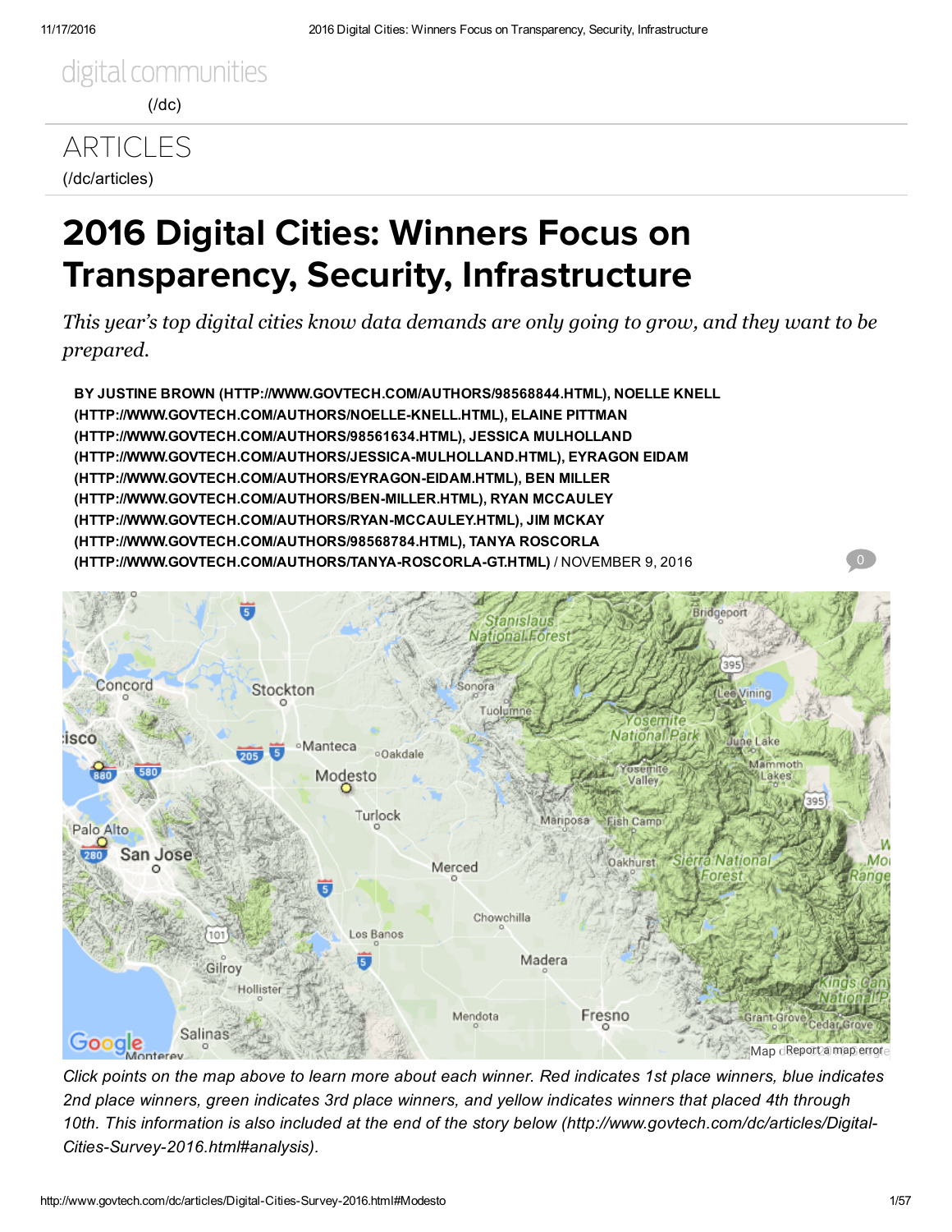digital communities

(/dc)

ARTICLES

(/dc/articles)

# 2016 Digital Cities: Winners Focus on Transparency, Security, Infrastructure

*This year's top digital cities know data demands are only going to grow, and they want to be prepared.*

**BY JUSTINE BROWN (HTTP://WWW.GOVTECH.COM/AUTHORS/98568844.HTML), NOELLE KNELL (HTTP://WWW.GOVTECH.COM/AUTHORS/NOELLE-KNELL.HTML), ELAINE PITTMAN (HTTP://WWW.GOVTECH.COM/AUTHORS/98561634.HTML), JESSICA MULHOLLAND (HTTP://WWW.GOVTECH.COM/AUTHORS/JESSICA-MULHOLLAND.HTML), EYRAGON EIDAM (HTTP://WWW.GOVTECH.COM/AUTHORS/EYRAGON-EIDAM.HTML), BEN MILLER (HTTP://WWW.GOVTECH.COM/AUTHORS/BEN-MILLER.HTML), RYAN MCCAULEY (HTTP://WWW.GOVTECH.COM/AUTHORS/RYAN-MCCAULEY.HTML), JIM MCKAY (HTTP://WWW.GOVTECH.COM/AUTHORS/98568784.HTML), TANYA ROSCORLA (HTTP://WWW.GOVTECH.COM/AUTHORS/TANYA-ROSCORLA-GT.HTML)** / NOVEMBER 9, 2016

0

*Click points on the map above to learn more about each winner. Red indicates 1st place winners, blue indicates 2nd place winners, green indicates 3rd place winners, and yellow indicates winners that placed 4th through 10th. This information is also included at the end of the story below (http://www.govtech.com/dc/articles/Digital-Cities-Survey-2016.html#analysis).*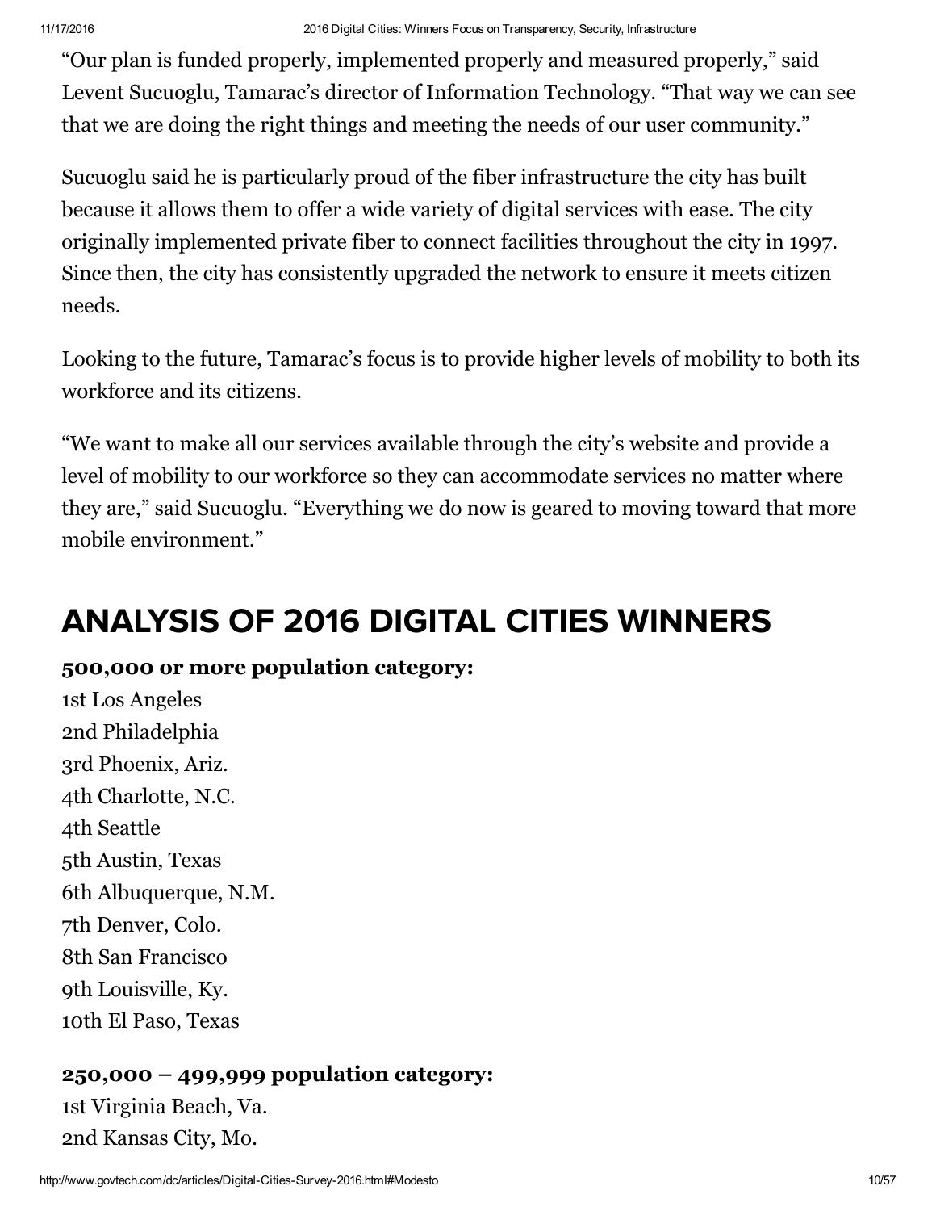"Our plan is funded properly, implemented properly and measured properly," said Levent Sucuoglu, Tamarac's director of Information Technology. "That way we can see that we are doing the right things and meeting the needs of our user community."

Sucuoglu said he is particularly proud of the fiber infrastructure the city has built because it allows them to offer a wide variety of digital services with ease. The city originally implemented private fiber to connect facilities throughout the city in 1997. Since then, the city has consistently upgraded the network to ensure it meets citizen needs.

Looking to the future, Tamarac's focus is to provide higher levels of mobility to both its workforce and its citizens.

"We want to make all our services available through the city's website and provide a level of mobility to our workforce so they can accommodate services no matter where they are," said Sucuoglu. "Everything we do now is geared to moving toward that more mobile environment."

# ANALYSIS OF 2016 DIGITAL CITIES WINNERS

**500,000 or more population category:**

1st Los Angeles
2nd Philadelphia
3rd Phoenix, Ariz.
4th Charlotte, N.C.
4th Seattle
5th Austin, Texas
6th Albuquerque, N.M.
7th Denver, Colo.
8th San Francisco
9th Louisville, Ky.
10th El Paso, Texas

**250,000 – 499,999 population category:**

1st Virginia Beach, Va.
2nd Kansas City, Mo.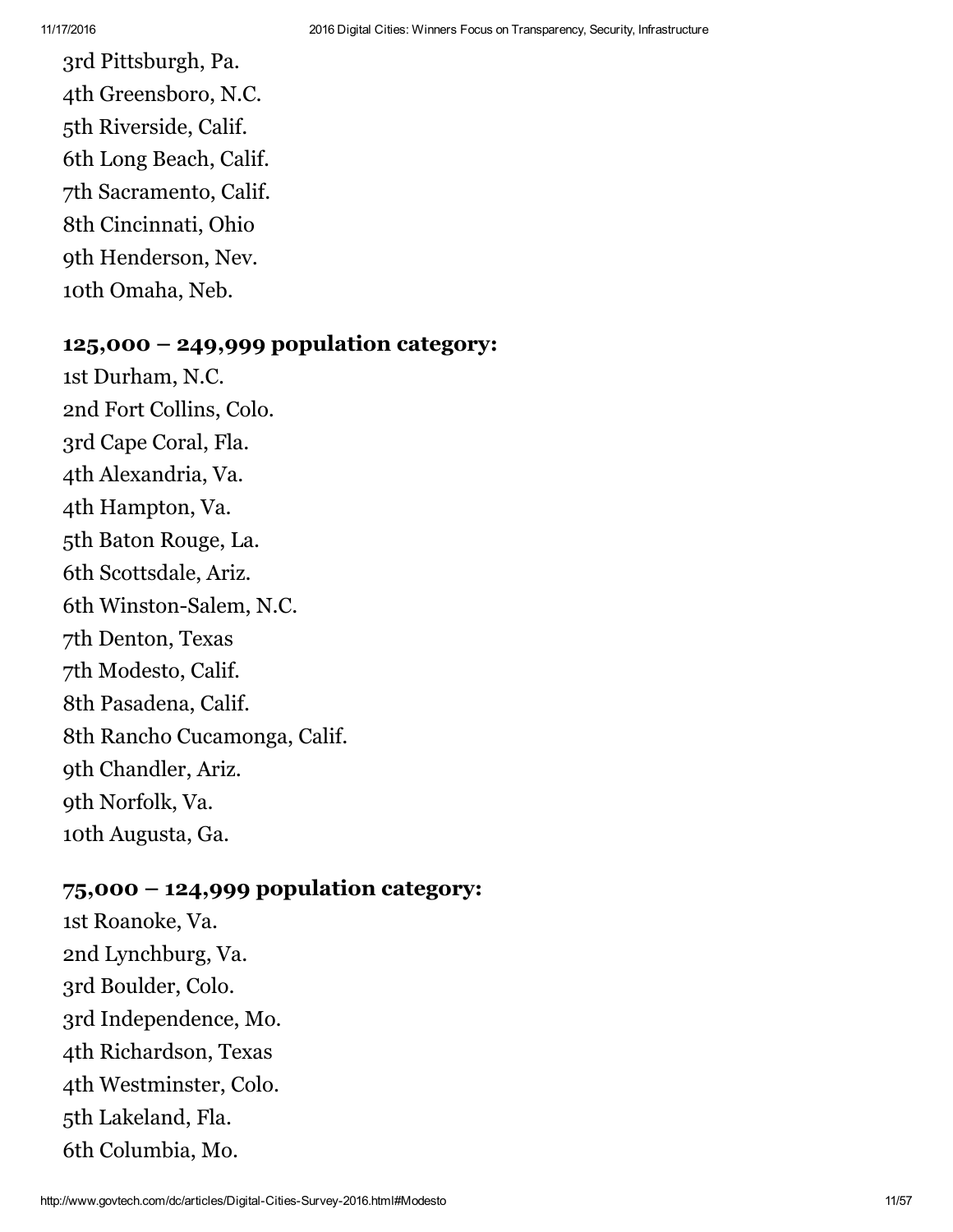3rd Pittsburgh, Pa.
4th Greensboro, N.C.
5th Riverside, Calif.
6th Long Beach, Calif.
7th Sacramento, Calif.
8th Cincinnati, Ohio
9th Henderson, Nev.
10th Omaha, Neb.

**125,000 – 249,999 population category:**

1st Durham, N.C.
2nd Fort Collins, Colo.
3rd Cape Coral, Fla.
4th Alexandria, Va.
4th Hampton, Va.
5th Baton Rouge, La.
6th Scottsdale, Ariz.
6th Winston-Salem, N.C.
7th Denton, Texas
7th Modesto, Calif.
8th Pasadena, Calif.
8th Rancho Cucamonga, Calif.
9th Chandler, Ariz.
9th Norfolk, Va.
10th Augusta, Ga.

**75,000 – 124,999 population category:**

1st Roanoke, Va.
2nd Lynchburg, Va.
3rd Boulder, Colo.
3rd Independence, Mo.
4th Richardson, Texas
4th Westminster, Colo.
5th Lakeland, Fla.
6th Columbia, Mo.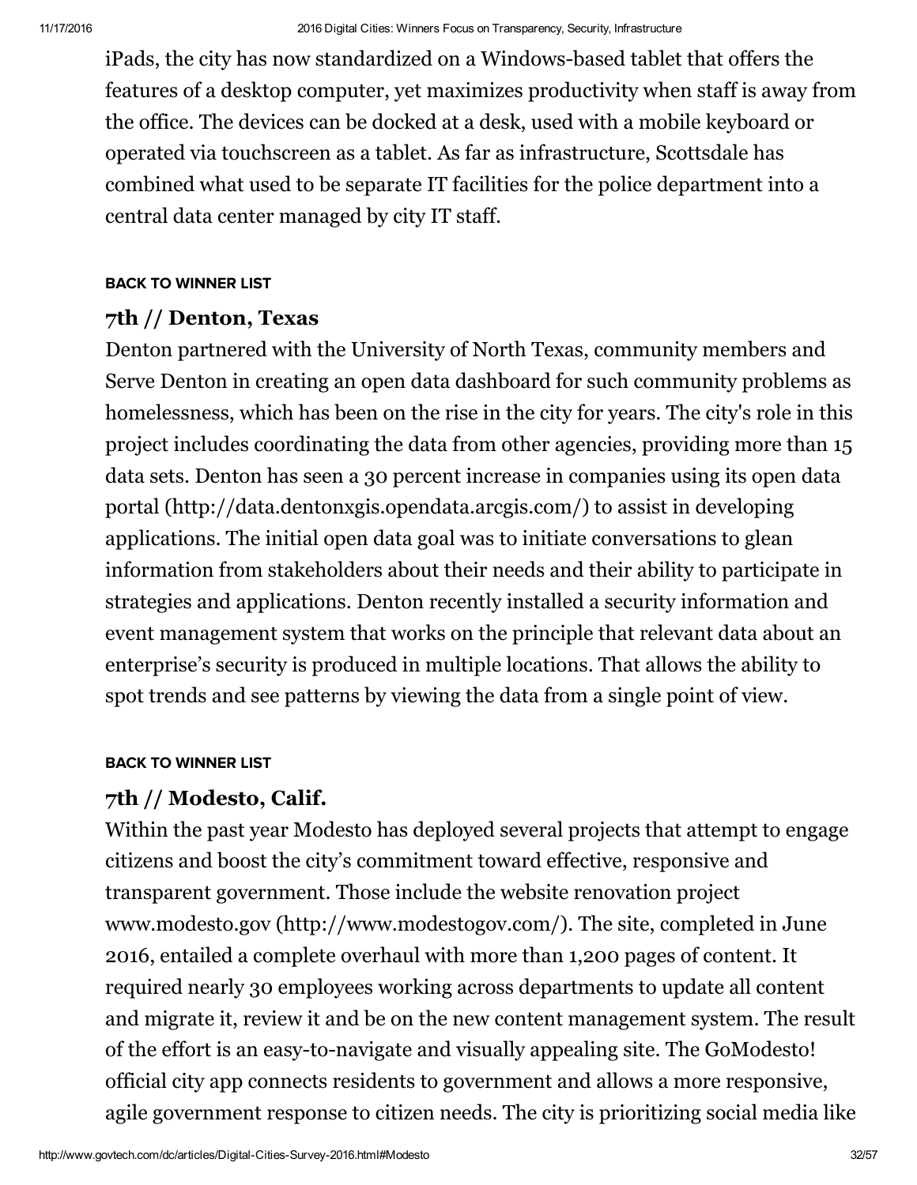iPads, the city has now standardized on a Windows-based tablet that offers the features of a desktop computer, yet maximizes productivity when staff is away from the office. The devices can be docked at a desk, used with a mobile keyboard or operated via touchscreen as a tablet. As far as infrastructure, Scottsdale has combined what used to be separate IT facilities for the police department into a central data center managed by city IT staff.

**BACK TO WINNER LIST**

### 7th // Denton, Texas

Denton partnered with the University of North Texas, community members and Serve Denton in creating an open data dashboard for such community problems as homelessness, which has been on the rise in the city for years. The city's role in this project includes coordinating the data from other agencies, providing more than 15 data sets. Denton has seen a 30 percent increase in companies using its open data portal (http://data.dentonxgis.opendata.arcgis.com/) to assist in developing applications. The initial open data goal was to initiate conversations to glean information from stakeholders about their needs and their ability to participate in strategies and applications. Denton recently installed a security information and event management system that works on the principle that relevant data about an enterprise's security is produced in multiple locations. That allows the ability to spot trends and see patterns by viewing the data from a single point of view.

**BACK TO WINNER LIST**

### 7th // Modesto, Calif.

Within the past year Modesto has deployed several projects that attempt to engage citizens and boost the city's commitment toward effective, responsive and transparent government. Those include the website renovation project www.modesto.gov (http://www.modestogov.com/). The site, completed in June 2016, entailed a complete overhaul with more than 1,200 pages of content. It required nearly 30 employees working across departments to update all content and migrate it, review it and be on the new content management system. The result of the effort is an easy-to-navigate and visually appealing site. The GoModesto! official city app connects residents to government and allows a more responsive, agile government response to citizen needs. The city is prioritizing social media like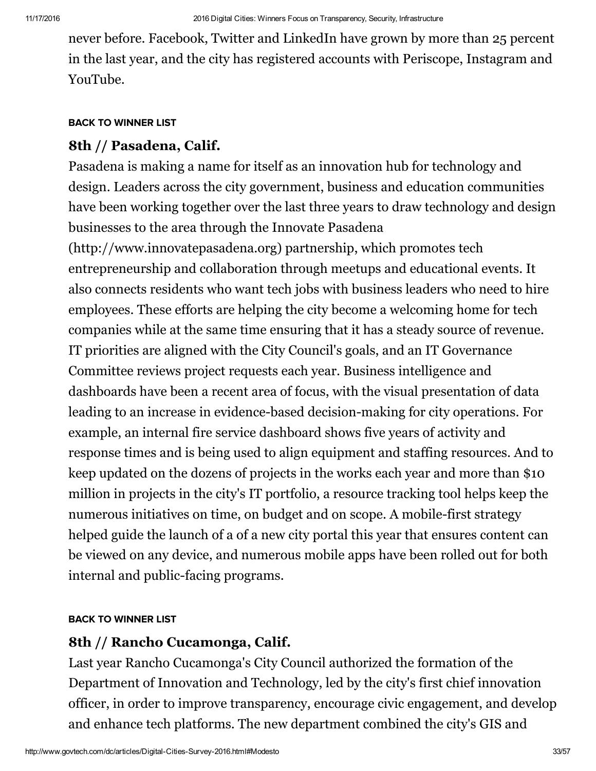never before. Facebook, Twitter and LinkedIn have grown by more than 25 percent in the last year, and the city has registered accounts with Periscope, Instagram and YouTube.

**BACK TO WINNER LIST**

### 8th // Pasadena, Calif.

Pasadena is making a name for itself as an innovation hub for technology and design. Leaders across the city government, business and education communities have been working together over the last three years to draw technology and design businesses to the area through the Innovate Pasadena (http://www.innovatepasadena.org) partnership, which promotes tech entrepreneurship and collaboration through meetups and educational events. It also connects residents who want tech jobs with business leaders who need to hire employees. These efforts are helping the city become a welcoming home for tech companies while at the same time ensuring that it has a steady source of revenue. IT priorities are aligned with the City Council's goals, and an IT Governance Committee reviews project requests each year. Business intelligence and dashboards have been a recent area of focus, with the visual presentation of data leading to an increase in evidence-based decision-making for city operations. For example, an internal fire service dashboard shows five years of activity and response times and is being used to align equipment and staffing resources. And to keep updated on the dozens of projects in the works each year and more than $10 million in projects in the city's IT portfolio, a resource tracking tool helps keep the numerous initiatives on time, on budget and on scope. A mobile-first strategy helped guide the launch of a of a new city portal this year that ensures content can be viewed on any device, and numerous mobile apps have been rolled out for both internal and public-facing programs.

**BACK TO WINNER LIST**

### 8th // Rancho Cucamonga, Calif.

Last year Rancho Cucamonga's City Council authorized the formation of the Department of Innovation and Technology, led by the city's first chief innovation officer, in order to improve transparency, encourage civic engagement, and develop and enhance tech platforms. The new department combined the city's GIS and